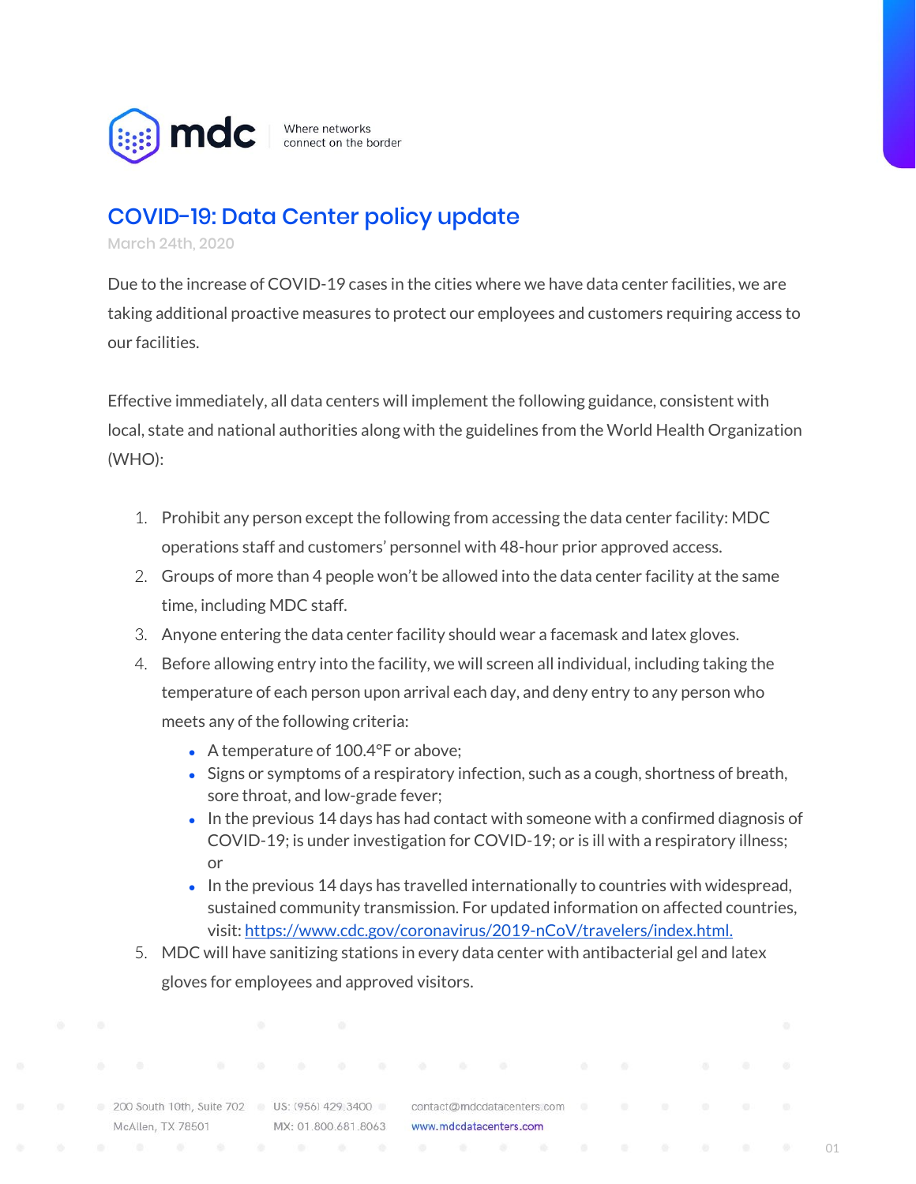mdc — Where networks connect on the border

# COVID-19: Data Center policy update

March 24th, 2020

Due to the increase of COVID-19 cases in the cities where we have data center facilities, we are taking additional proactive measures to protect our employees and customers requiring access to our facilities.

Effective immediately, all data centers will implement the following guidance, consistent with local, state and national authorities along with the guidelines from the World Health Organization (WHO):

1. Prohibit any person except the following from accessing the data center facility: MDC operations staff and customers' personnel with 48-hour prior approved access.
2. Groups of more than 4 people won't be allowed into the data center facility at the same time, including MDC staff.
3. Anyone entering the data center facility should wear a facemask and latex gloves.
4. Before allowing entry into the facility, we will screen all individual, including taking the temperature of each person upon arrival each day, and deny entry to any person who meets any of the following criteria:
   - A temperature of 100.4°F or above;
   - Signs or symptoms of a respiratory infection, such as a cough, shortness of breath, sore throat, and low-grade fever;
   - In the previous 14 days has had contact with someone with a confirmed diagnosis of COVID-19; is under investigation for COVID-19; or is ill with a respiratory illness; or
   - In the previous 14 days has travelled internationally to countries with widespread, sustained community transmission. For updated information on affected countries, visit: [https://www.cdc.gov/coronavirus/2019-nCoV/travelers/index.html.](https://www.cdc.gov/coronavirus/2019-nCoV/travelers/index.html)
5. MDC will have sanitizing stations in every data center with antibacterial gel and latex gloves for employees and approved visitors.

200 South 10th, Suite 702
McAllen, TX 78501

US: (956) 429 3400
MX: 01.800.681.8063

contact@mdcdatacenters.com
www.mdcdatacenters.com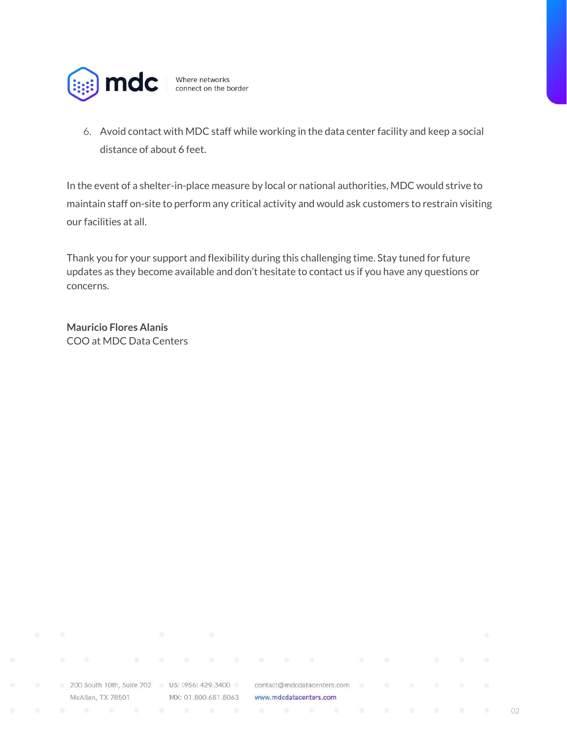6. Avoid contact with MDC staff while working in the data center facility and keep a social distance of about 6 feet.

In the event of a shelter-in-place measure by local or national authorities, MDC would strive to maintain staff on-site to perform any critical activity and would ask customers to restrain visiting our facilities at all.

Thank you for your support and flexibility during this challenging time. Stay tuned for future updates as they become available and don't hesitate to contact us if you have any questions or concerns.

**Mauricio Flores Alanis**
COO at MDC Data Centers